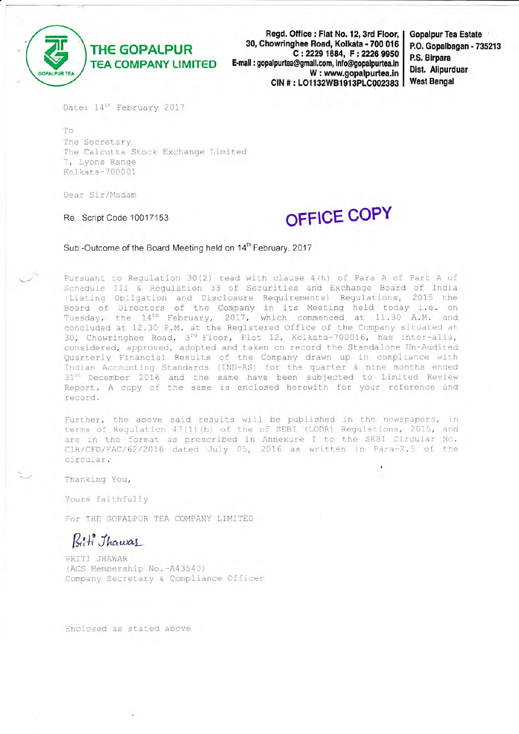# THE GOPALPUR TEA COMPANY LIMITED

**Regd. Office : Flat No. 12, 3rd Floor, 30, Chowringhee Road, Kolkata - 700 016**
**C : 2229 1684, F : 2226 9950**
**E-mail : gopalpurtea@gmail.com, info@gopalpurtea.in**
**W : www.gopalpurtea.in**
**CIN # : LO1132WB1913PLC002383**

**Gopalpur Tea Estate**
**P.O. Gopalbagan - 735213**
**P.S. Birpara**
**Dist. Alipurduar**
**West Bengal**

Date: 14th February 2017

To
The Secretary
The Calcutta Stock Exchange Limited
7, Lyons Range
Kolkata-700001

Dear Sir/Madam

Re.: Script Code 10017153

**OFFICE COPY**

Sub:-Outcome of the Board Meeting held on 14th February, 2017

Pursuant to Regulation 30(2) read with clause 4(h) of Para A of Part A of Schedule III & Regulation 33 of Securities and Exchange Board of India (Listing Obligation and Disclosure Requirements) Regulations, 2015 the Board of Directors of the Company in its Meeting held today i.e. on Tuesday, the 14th February, 2017, which commenced at 11.30 A.M. and concluded at 12.30 P.M. at the Registered Office of the Company situated at 30, Chowringhee Road, 3rd Floor, Flat 12, Kolkata-700016, has inter-alia, considered, approved, adopted and taken on record the Standalone Un-Audited Quarterly Financial Results of the Company drawn up in compliance with Indian Accounting Standards (IND-AS) for the quarter & nine months ended 31st December 2016 and the same have been subjected to Limited Review Report. A copy of the same is enclosed herewith for your reference and record.

Further, the above said results will be published in the newspapers, in terms of Regulation 47(1)(b) of the of SEBI (LODR) Regulations, 2015, and are in the format as prescribed in Annexure I to the SEBI Circular No. CIR/CFD/FAC/62/2016 dated July 05, 2016 as written in Para-2.5 of the circular.

Thanking You,

Yours faithfully

For THE GOPALPUR TEA COMPANY LIMITED

Priti Jhawar

PRITI JHAWAR
(ACS Membership No.-A43540)
Company Secretary & Compliance Officer

Enclosed as stated above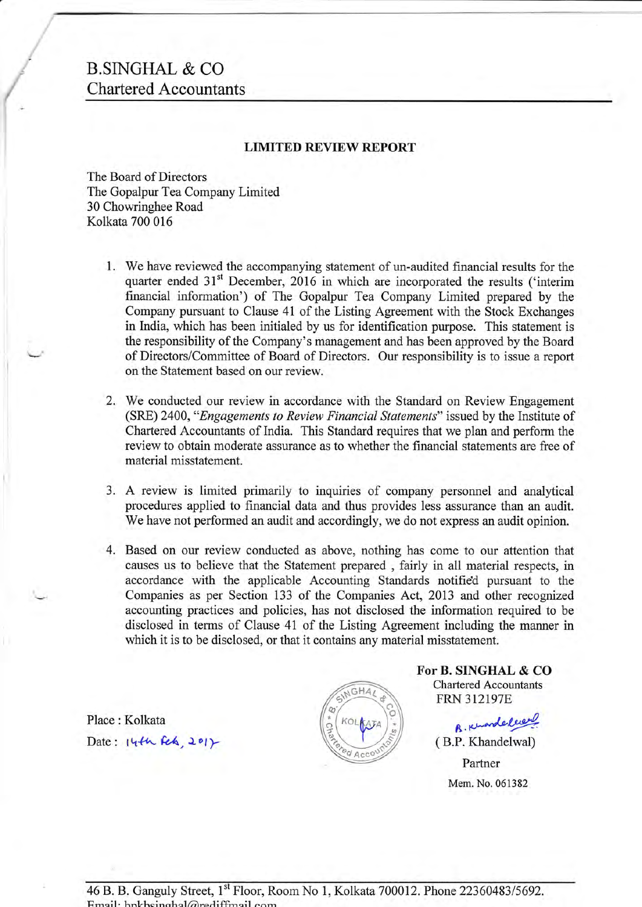# B.SINGHAL & CO
## Chartered Accountants

### LIMITED REVIEW REPORT

The Board of Directors
The Gopalpur Tea Company Limited
30 Chowringhee Road
Kolkata 700 016

1. We have reviewed the accompanying statement of un-audited financial results for the quarter ended 31st December, 2016 in which are incorporated the results ('interim financial information') of The Gopalpur Tea Company Limited prepared by the Company pursuant to Clause 41 of the Listing Agreement with the Stock Exchanges in India, which has been initialed by us for identification purpose. This statement is the responsibility of the Company's management and has been approved by the Board of Directors/Committee of Board of Directors. Our responsibility is to issue a report on the Statement based on our review.

2. We conducted our review in accordance with the Standard on Review Engagement (SRE) 2400, "*Engagements to Review Financial Statements*" issued by the Institute of Chartered Accountants of India. This Standard requires that we plan and perform the review to obtain moderate assurance as to whether the financial statements are free of material misstatement.

3. A review is limited primarily to inquiries of company personnel and analytical procedures applied to financial data and thus provides less assurance than an audit. We have not performed an audit and accordingly, we do not express an audit opinion.

4. Based on our review conducted as above, nothing has come to our attention that causes us to believe that the Statement prepared , fairly in all material respects, in accordance with the applicable Accounting Standards notified pursuant to the Companies as per Section 133 of the Companies Act, 2013 and other recognized accounting practices and policies, has not disclosed the information required to be disclosed in terms of Clause 41 of the Listing Agreement including the manner in which it is to be disclosed, or that it contains any material misstatement.

**For B. SINGHAL & CO**
Chartered Accountants
FRN 312197E

Place : Kolkata
Date : 14th Feb, 2017

B. Khandelwal
( B.P. Khandelwal)
Partner
Mem. No. 061382

46 B. B. Ganguly Street, 1st Floor, Room No 1, Kolkata 700012. Phone 22360483/5692.
Email: bpkbsinghal@rediffmail.com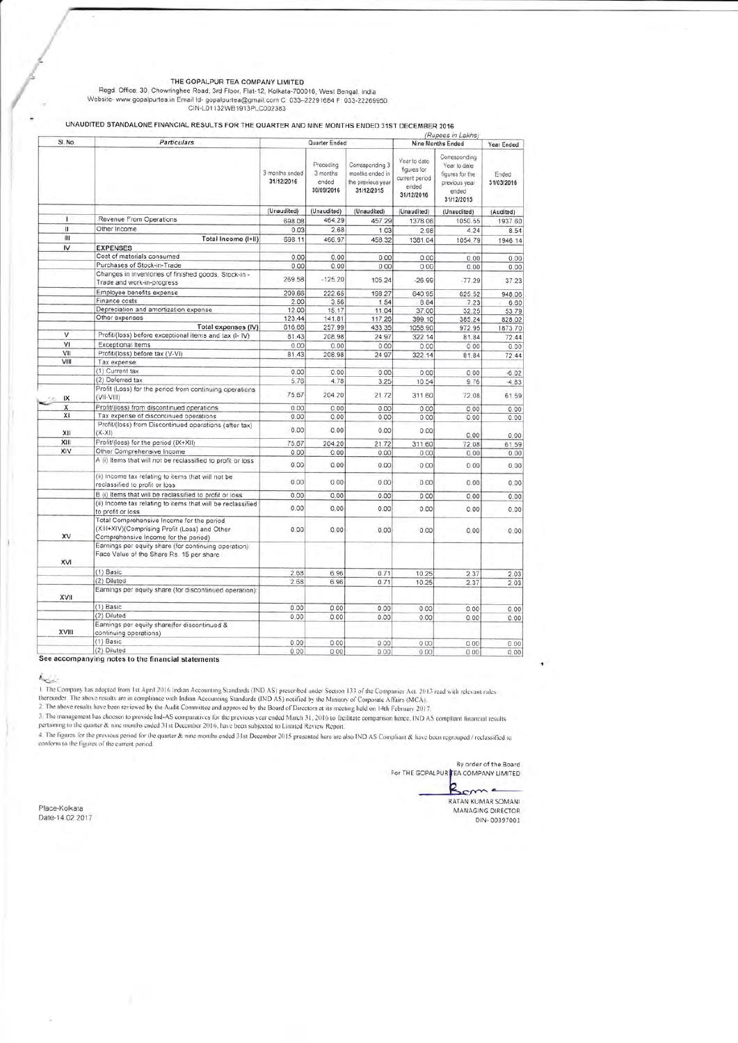# THE GOPALPUR TEA COMPANY LIMITED

Regd. Office: 30, Chowringhee Road, 3rd Floor, Flat-12, Kolkata-700016, West Bengal, India
Website- www.gopalpurtea.in Email Id- gopalpurtea@gmail.com C: 033-22291684 F: 033-22269950
CIN-L01132WB1913PLC002383

## UNAUDITED STANDALONE FINANCIAL RESULTS FOR THE QUARTER AND NINE MONTHS ENDED 31ST DECEMBER 2016

(Rupees in Lakhs)

| Sl. No. | Particulars | Quarter Ended | | | Nine Months Ended | | Year Ended |
|---|---|---|---|---|---|---|---|
| | | 3 months ended 31/12/2016 | Preceding 3 months ended 30/09/2016 | Corresponding 3 months ended in the previous year 31/12/2015 | Year to date figures for current period ended 31/12/2016 | Corresponding Year to date figures for the previous year ended 31/12/2015 | Ended 31/03/2016 |
| | | (Unaudited) | (Unaudited) | (Unaudited) | (Unaudited) | (Unaudited) | (Audited) |
| I | Revenue From Operations | 698.08 | 464.29 | 457.29 | 1378.06 | 1050.55 | 1937.60 |
| II | Other Income | 0.03 | 2.68 | 1.03 | 2.98 | 4.24 | 8.54 |
| III | Total Income (I+II) | 698.11 | 466.97 | 458.32 | 1381.04 | 1054.79 | 1946.14 |
| IV | EXPENSES | | | | | | |
| | Cost of materials consumed | 0.00 | 0.00 | 0.00 | 0.00 | 0.00 | 0.00 |
| | Purchases of Stock-in-Trade | 0.00 | 0.00 | 0.00 | 0.00 | 0.00 | 0.00 |
| | Changes in inventories of finished goods, Stock-in-Trade and work-in-progress | 269.58 | -125.20 | 105.24 | -26.99 | -77.29 | 37.23 |
| | Employee benefits expense | 209.66 | 222.65 | 198.27 | 640.95 | 625.52 | 948.06 |
| | Finance costs | 2.00 | 3.56 | 1.54 | 8.84 | 7.23 | 6.60 |
| | Depreciation and amortization expense | 12.00 | 15.17 | 11.04 | 37.00 | 32.25 | 53.79 |
| | Other expenses | 123.44 | 141.81 | 117.26 | 399.10 | 385.24 | 828.02 |
| | Total expenses (IV) | 616.68 | 257.99 | 433.35 | 1058.90 | 972.95 | 1873.70 |
| V | Profit/(loss) before exceptional items and tax (I- IV) | 81.43 | 208.98 | 24.97 | 322.14 | 81.84 | 72.44 |
| VI | Exceptional Items | 0.00 | 0.00 | 0.00 | 0.00 | 0.00 | 0.00 |
| VII | Profit/(loss) before tax (V-VI) | 81.43 | 208.98 | 24.97 | 322.14 | 81.84 | 72.44 |
| VIII | Tax expense: | | | | | | |
| | (1) Current tax | 0.00 | 0.00 | 0.00 | 0.00 | 0.00 | -6.02 |
| | (2) Deferred tax | 5.76 | 4.78 | 3.25 | 10.54 | 9.76 | 4.83 |
| IX | Profit (Loss) for the period from continuing operations (VII-VIII) | 75.67 | 204.20 | 21.72 | 311.60 | 72.08 | 61.59 |
| X | Profit/(loss) from discontinued operations | 0.00 | 0.00 | 0.00 | 0.00 | 0.00 | 0.00 |
| XI | Tax expense of discontinued operations | 0.00 | 0.00 | 0.00 | 0.00 | 0.00 | 0.00 |
| XII | Profit/(loss) from Discontinued operations (after tax) (X-XI) | 0.00 | 0.00 | 0.00 | 0.00 | 0.00 | 0.00 |
| XIII | Profit/(loss) for the period (IX+XII) | 75.67 | 204.20 | 21.72 | 311.60 | 72.08 | 61.59 |
| XIV | Other Comprehensive Income | 0.00 | 0.00 | 0.00 | 0.00 | 0.00 | 0.00 |
| | A (i) Items that will not be reclassified to profit or loss | 0.00 | 0.00 | 0.00 | 0.00 | 0.00 | 0.00 |
| | (ii) Income tax relating to items that will not be reclassified to profit or loss | 0.00 | 0.00 | 0.00 | 0.00 | 0.00 | 0.00 |
| | B (i) Items that will be reclassified to profit or loss | 0.00 | 0.00 | 0.00 | 0.00 | 0.00 | 0.00 |
| | (ii) Income tax relating to items that will be reclassified to profit or loss | 0.00 | 0.00 | 0.00 | 0.00 | 0.00 | 0.00 |
| XV | Total Comprehensive Income for the period (XIII+XIV)(Comprising Profit (Loss) and Other Comprehensive Income for the period) | 0.00 | 0.00 | 0.00 | 0.00 | 0.00 | 0.00 |
| XVI | Earnings per equity share (for continuing operation): Face Value of the Share Rs. 15 per share | | | | | | |
| | (1) Basic | 2.58 | 6.96 | 0.71 | 10.25 | 2.37 | 2.03 |
| | (2) Diluted | 2.58 | 6.96 | 0.71 | 10.25 | 2.37 | 2.03 |
| XVII | Earnings per equity share (for discontinued operation): | | | | | | |
| | (1) Basic | 0.00 | 0.00 | 0.00 | 0.00 | 0.00 | 0.00 |
| | (2) Diluted | 0.00 | 0.00 | 0.00 | 0.00 | 0.00 | 0.00 |
| XVIII | Earnings per equity share(for discontinued & continuing operations) | | | | | | |
| | (1) Basic | 0.00 | 0.00 | 0.00 | 0.00 | 0.00 | 0.00 |
| | (2) Diluted | 0.00 | 0.00 | 0.00 | 0.00 | 0.00 | 0.00 |

**See accompanying notes to the financial statements**

1. The Company has adopted from 1st April 2016 Indian Accounting Standards (IND AS) prescribed under Section 133 of the Companies Act, 2013 read with relevant rules thereunder. The above results are in compliance with Indian Accounting Standards (IND AS) notified by the Ministry of Corporate Affairs (MCA).
2. The above results have been reviewed by the Audit Committee and approved by the Board of Directors at its meeting held on 14th February 2017.
3. The management has choosen to provide Ind-AS comparatives for the previous year ended March 31, 2016 to facilitate comparison hence, IND AS compliant financial results pertaining to the quarter & nine months ended 31st December 2016, have been subjected to Limited Review Report.
4. The figures for the previous period for the quarter & nine months ended 31st December 2015 presented here are also IND AS Compliant & have been regrouped / reclassified to conform to the figures of the current period.

By order of the Board
For THE GOPALPUR TEA COMPANY LIMITED

RATAN KUMAR SOMANI
MANAGING DIRECTOR
DIN- 00397001

Place-Kolkata
Date-14.02.2017